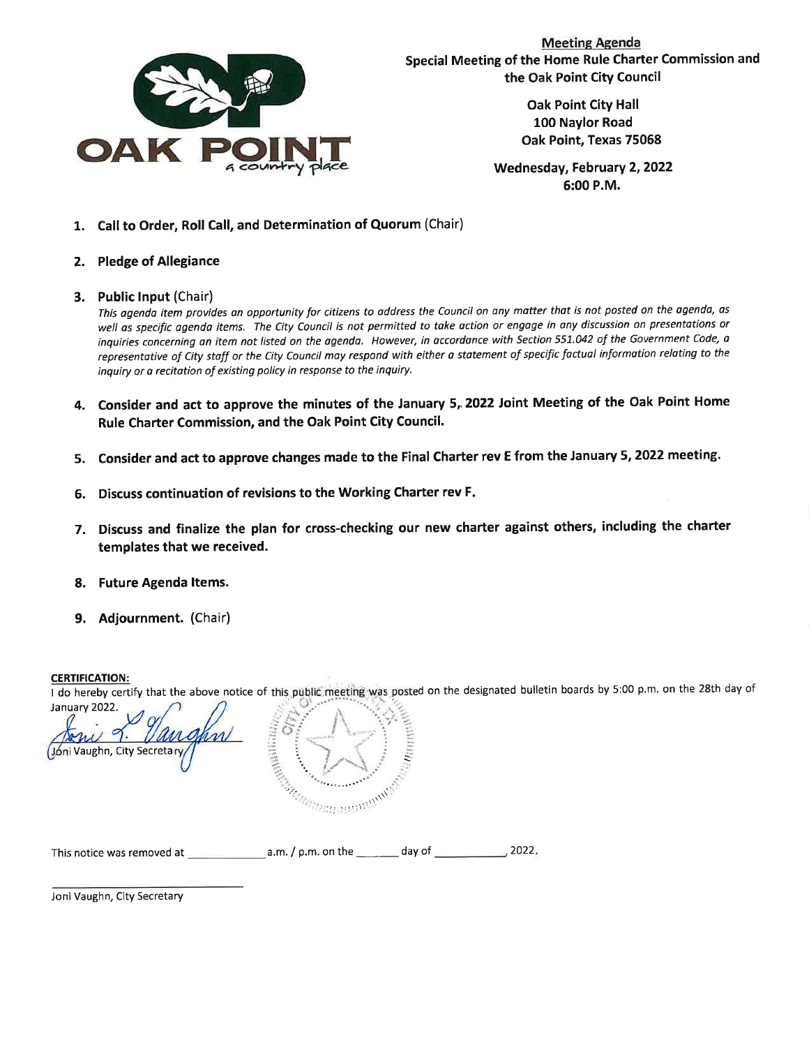OAK POINT
*a country place*

## Meeting Agenda

**Special Meeting of the Home Rule Charter Commission and the Oak Point City Council**

**Oak Point City Hall**
**100 Naylor Road**
**Oak Point, Texas 75068**

**Wednesday, February 2, 2022**
**6:00 P.M.**

1. **Call to Order, Roll Call, and Determination of Quorum** (Chair)

2. **Pledge of Allegiance**

3. **Public Input** (Chair)
   *This agenda item provides an opportunity for citizens to address the Council on any matter that is not posted on the agenda, as well as specific agenda items. The City Council is not permitted to take action or engage in any discussion on presentations or inquiries concerning an item not listed on the agenda. However, in accordance with Section 551.042 of the Government Code, a representative of City staff or the City Council may respond with either a statement of specific factual information relating to the inquiry or a recitation of existing policy in response to the inquiry.*

4. **Consider and act to approve the minutes of the January 5, 2022 Joint Meeting of the Oak Point Home Rule Charter Commission, and the Oak Point City Council.**

5. **Consider and act to approve changes made to the Final Charter rev E from the January 5, 2022 meeting.**

6. **Discuss continuation of revisions to the Working Charter rev F.**

7. **Discuss and finalize the plan for cross-checking our new charter against others, including the charter templates that we received.**

8. **Future Agenda Items.**

9. **Adjournment.** (Chair)

**CERTIFICATION:**

I do hereby certify that the above notice of this public meeting was posted on the designated bulletin boards by 5:00 p.m. on the 28th day of January 2022.

Joni L. Vaughn
Joni Vaughn, City Secretary

This notice was removed at ____________ a.m. / p.m. on the ______ day of ____________, 2022.

______________________________
Joni Vaughn, City Secretary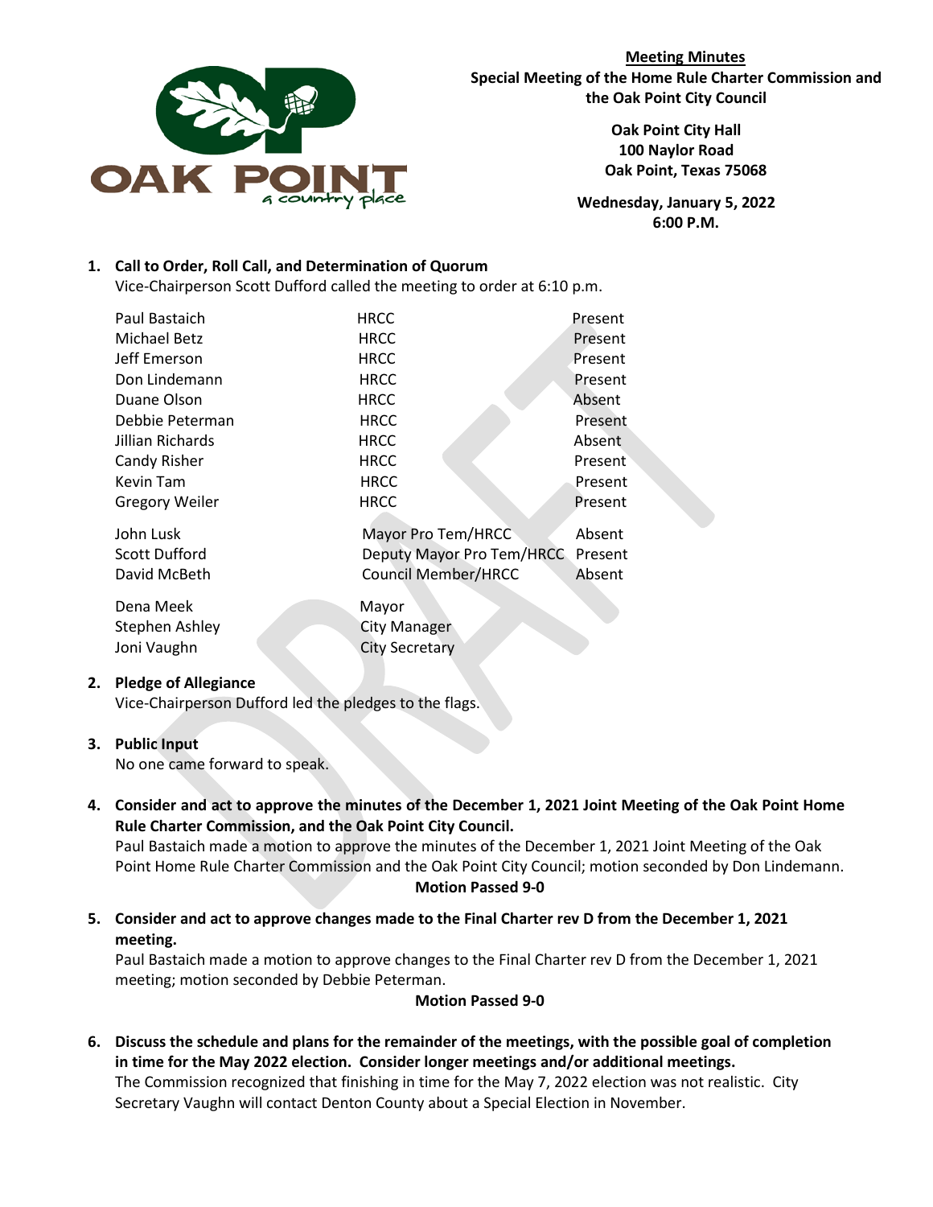**Meeting Minutes**
**Special Meeting of the Home Rule Charter Commission and the Oak Point City Council**

**Oak Point City Hall**
**100 Naylor Road**
**Oak Point, Texas 75068**

**Wednesday, January 5, 2022**
**6:00 P.M.**

1. **Call to Order, Roll Call, and Determination of Quorum**
   Vice-Chairperson Scott Dufford called the meeting to order at 6:10 p.m.

| | | |
|---|---|---|
| Paul Bastaich | HRCC | Present |
| Michael Betz | HRCC | Present |
| Jeff Emerson | HRCC | Present |
| Don Lindemann | HRCC | Present |
| Duane Olson | HRCC | Absent |
| Debbie Peterman | HRCC | Present |
| Jillian Richards | HRCC | Absent |
| Candy Risher | HRCC | Present |
| Kevin Tam | HRCC | Present |
| Gregory Weiler | HRCC | Present |
| John Lusk | Mayor Pro Tem/HRCC | Absent |
| Scott Dufford | Deputy Mayor Pro Tem/HRCC | Present |
| David McBeth | Council Member/HRCC | Absent |
| Dena Meek | Mayor | |
| Stephen Ashley | City Manager | |
| Joni Vaughn | City Secretary | |

2. **Pledge of Allegiance**
   Vice-Chairperson Dufford led the pledges to the flags.

3. **Public Input**
   No one came forward to speak.

4. **Consider and act to approve the minutes of the December 1, 2021 Joint Meeting of the Oak Point Home Rule Charter Commission, and the Oak Point City Council.**
   Paul Bastaich made a motion to approve the minutes of the December 1, 2021 Joint Meeting of the Oak Point Home Rule Charter Commission and the Oak Point City Council; motion seconded by Don Lindemann.
   **Motion Passed 9-0**

5. **Consider and act to approve changes made to the Final Charter rev D from the December 1, 2021 meeting.**
   Paul Bastaich made a motion to approve changes to the Final Charter rev D from the December 1, 2021 meeting; motion seconded by Debbie Peterman.
   **Motion Passed 9-0**

6. **Discuss the schedule and plans for the remainder of the meetings, with the possible goal of completion in time for the May 2022 election. Consider longer meetings and/or additional meetings.**
   The Commission recognized that finishing in time for the May 7, 2022 election was not realistic. City Secretary Vaughn will contact Denton County about a Special Election in November.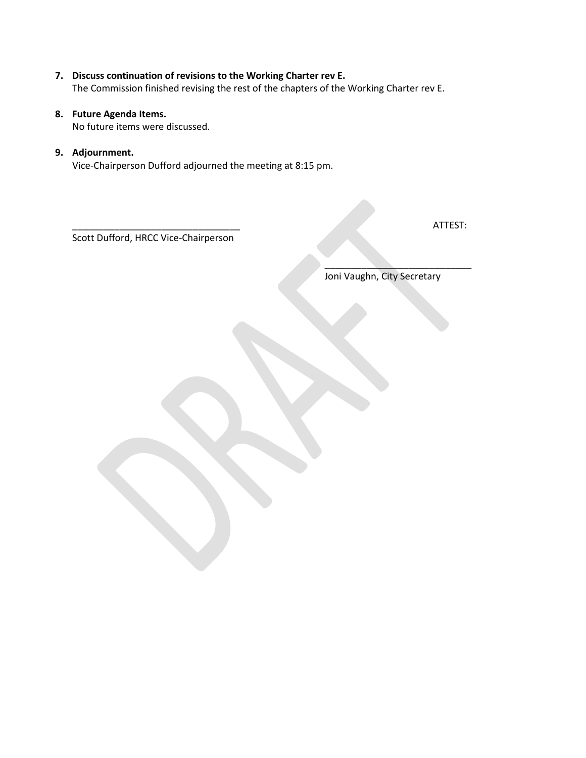7. **Discuss continuation of revisions to the Working Charter rev E.**
   The Commission finished revising the rest of the chapters of the Working Charter rev E.

8. **Future Agenda Items.**
   No future items were discussed.

9. **Adjournment.**
   Vice-Chairperson Dufford adjourned the meeting at 8:15 pm.

________________________________
Scott Dufford, HRCC Vice-Chairperson

ATTEST:

_____________________________
Joni Vaughn, City Secretary

DRAFT